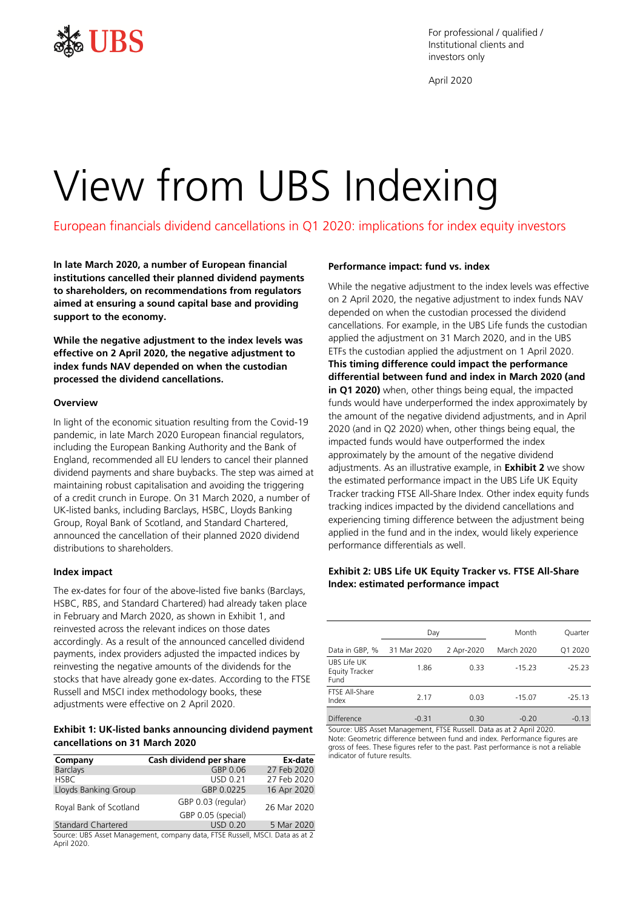For professional / qualified / Institutional clients and investors only

April 2020

# View from UBS Indexing

## European financials dividend cancellations in Q1 2020: implications for index equity investors

**In late March 2020, a number of European financial institutions cancelled their planned dividend payments to shareholders, on recommendations from regulators aimed at ensuring a sound capital base and providing support to the economy.**

**While the negative adjustment to the index levels was effective on 2 April 2020, the negative adjustment to index funds NAV depended on when the custodian processed the dividend cancellations.**

### Overview

In light of the economic situation resulting from the Covid-19 pandemic, in late March 2020 European financial regulators, including the European Banking Authority and the Bank of England, recommended all EU lenders to cancel their planned dividend payments and share buybacks. The step was aimed at maintaining robust capitalisation and avoiding the triggering of a credit crunch in Europe. On 31 March 2020, a number of UK-listed banks, including Barclays, HSBC, Lloyds Banking Group, Royal Bank of Scotland, and Standard Chartered, announced the cancellation of their planned 2020 dividend distributions to shareholders.

### Index impact

The ex-dates for four of the above-listed five banks (Barclays, HSBC, RBS, and Standard Chartered) had already taken place in February and March 2020, as shown in Exhibit 1, and reinvested across the relevant indices on those dates accordingly. As a result of the announced cancelled dividend payments, index providers adjusted the impacted indices by reinvesting the negative amounts of the dividends for the stocks that have already gone ex-dates. According to the FTSE Russell and MSCI index methodology books, these adjustments were effective on 2 April 2020.

**Exhibit 1: UK-listed banks announcing dividend payment cancellations on 31 March 2020**

| Company | Cash dividend per share | Ex-date |
|---|---|---|
| Barclays | GBP 0.06 | 27 Feb 2020 |
| HSBC | USD 0.21 | 27 Feb 2020 |
| Lloyds Banking Group | GBP 0.0225 | 16 Apr 2020 |
| Royal Bank of Scotland | GBP 0.03 (regular)<br>GBP 0.05 (special) | 26 Mar 2020 |
| Standard Chartered | USD 0.20 | 5 Mar 2020 |

Source: UBS Asset Management, company data, FTSE Russell, MSCI. Data as at 2 April 2020.

### Performance impact: fund vs. index

While the negative adjustment to the index levels was effective on 2 April 2020, the negative adjustment to index funds NAV depended on when the custodian processed the dividend cancellations. For example, in the UBS Life funds the custodian applied the adjustment on 31 March 2020, and in the UBS ETFs the custodian applied the adjustment on 1 April 2020. **This timing difference could impact the performance differential between fund and index in March 2020 (and in Q1 2020)** when, other things being equal, the impacted funds would have underperformed the index approximately by the amount of the negative dividend adjustments, and in April 2020 (and in Q2 2020) when, other things being equal, the impacted funds would have outperformed the index approximately by the amount of the negative dividend adjustments. As an illustrative example, in **Exhibit 2** we show the estimated performance impact in the UBS Life UK Equity Tracker tracking FTSE All-Share Index. Other index equity funds tracking indices impacted by the dividend cancellations and experiencing timing difference between the adjustment being applied in the fund and in the index, would likely experience performance differentials as well.

**Exhibit 2: UBS Life UK Equity Tracker vs. FTSE All-Share Index: estimated performance impact**

| | Day | | Month | Quarter |
|---|---|---|---|---|
| Data in GBP, % | 31 Mar 2020 | 2 Apr-2020 | March 2020 | Q1 2020 |
| UBS Life UK Equity Tracker Fund | 1.86 | 0.33 | -15.23 | -25.23 |
| FTSE All-Share Index | 2.17 | 0.03 | -15.07 | -25.13 |
| Difference | -0.31 | 0.30 | -0.20 | -0.13 |

Source: UBS Asset Management, FTSE Russell. Data as at 2 April 2020.
Note: Geometric difference between fund and index. Performance figures are gross of fees. These figures refer to the past. Past performance is not a reliable indicator of future results.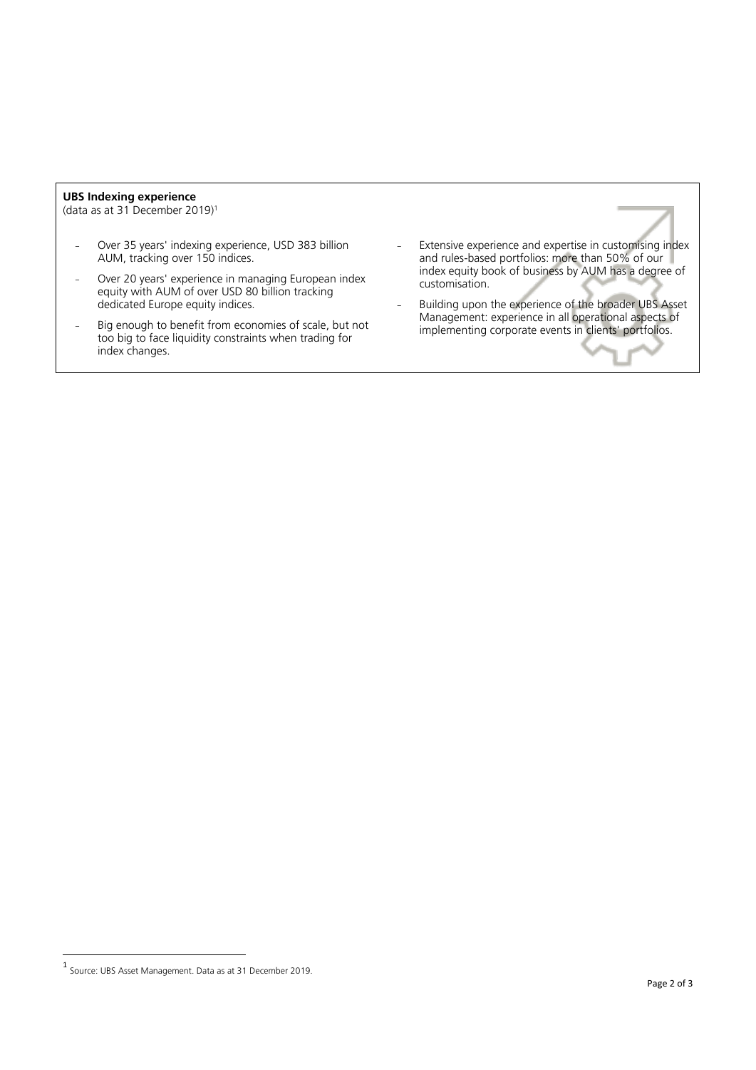**UBS Indexing experience**
(data as at 31 December 2019)[1]

- Over 35 years' indexing experience, USD 383 billion AUM, tracking over 150 indices.
- Over 20 years' experience in managing European index equity with AUM of over USD 80 billion tracking dedicated Europe equity indices.
- Big enough to benefit from economies of scale, but not too big to face liquidity constraints when trading for index changes.
- Extensive experience and expertise in customising index and rules-based portfolios: more than 50% of our index equity book of business by AUM has a degree of customisation.
- Building upon the experience of the broader UBS Asset Management: experience in all operational aspects of implementing corporate events in clients' portfolios.

[1] Source: UBS Asset Management. Data as at 31 December 2019.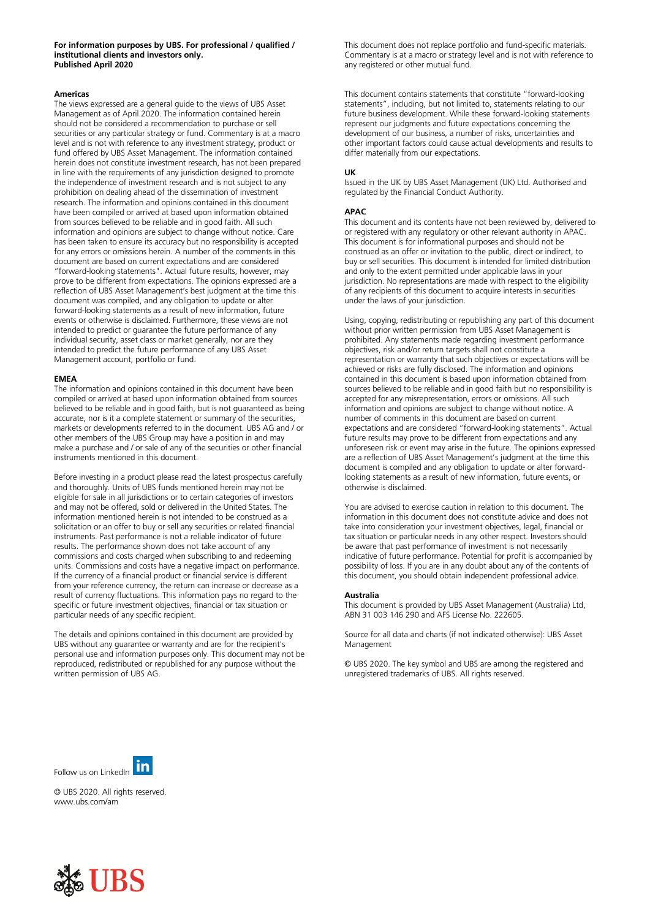**For information purposes by UBS. For professional / qualified / institutional clients and investors only.**
**Published April 2020**

**Americas**

The views expressed are a general guide to the views of UBS Asset Management as of April 2020. The information contained herein should not be considered a recommendation to purchase or sell securities or any particular strategy or fund. Commentary is at a macro level and is not with reference to any investment strategy, product or fund offered by UBS Asset Management. The information contained herein does not constitute investment research, has not been prepared in line with the requirements of any jurisdiction designed to promote the independence of investment research and is not subject to any prohibition on dealing ahead of the dissemination of investment research. The information and opinions contained in this document have been compiled or arrived at based upon information obtained from sources believed to be reliable and in good faith. All such information and opinions are subject to change without notice. Care has been taken to ensure its accuracy but no responsibility is accepted for any errors or omissions herein. A number of the comments in this document are based on current expectations and are considered "forward-looking statements". Actual future results, however, may prove to be different from expectations. The opinions expressed are a reflection of UBS Asset Management's best judgment at the time this document was compiled, and any obligation to update or alter forward-looking statements as a result of new information, future events or otherwise is disclaimed. Furthermore, these views are not intended to predict or guarantee the future performance of any individual security, asset class or market generally, nor are they intended to predict the future performance of any UBS Asset Management account, portfolio or fund.

**EMEA**

The information and opinions contained in this document have been compiled or arrived at based upon information obtained from sources believed to be reliable and in good faith, but is not guaranteed as being accurate, nor is it a complete statement or summary of the securities, markets or developments referred to in the document. UBS AG and / or other members of the UBS Group may have a position in and may make a purchase and / or sale of any of the securities or other financial instruments mentioned in this document.

Before investing in a product please read the latest prospectus carefully and thoroughly. Units of UBS funds mentioned herein may not be eligible for sale in all jurisdictions or to certain categories of investors and may not be offered, sold or delivered in the United States. The information mentioned herein is not intended to be construed as a solicitation or an offer to buy or sell any securities or related financial instruments. Past performance is not a reliable indicator of future results. The performance shown does not take account of any commissions and costs charged when subscribing to and redeeming units. Commissions and costs have a negative impact on performance. If the currency of a financial product or financial service is different from your reference currency, the return can increase or decrease as a result of currency fluctuations. This information pays no regard to the specific or future investment objectives, financial or tax situation or particular needs of any specific recipient.

The details and opinions contained in this document are provided by UBS without any guarantee or warranty and are for the recipient's personal use and information purposes only. This document may not be reproduced, redistributed or republished for any purpose without the written permission of UBS AG.

This document does not replace portfolio and fund-specific materials. Commentary is at a macro or strategy level and is not with reference to any registered or other mutual fund.

This document contains statements that constitute "forward-looking statements", including, but not limited to, statements relating to our future business development. While these forward-looking statements represent our judgments and future expectations concerning the development of our business, a number of risks, uncertainties and other important factors could cause actual developments and results to differ materially from our expectations.

**UK**

Issued in the UK by UBS Asset Management (UK) Ltd. Authorised and regulated by the Financial Conduct Authority.

**APAC**

This document and its contents have not been reviewed by, delivered to or registered with any regulatory or other relevant authority in APAC. This document is for informational purposes and should not be construed as an offer or invitation to the public, direct or indirect, to buy or sell securities. This document is intended for limited distribution and only to the extent permitted under applicable laws in your jurisdiction. No representations are made with respect to the eligibility of any recipients of this document to acquire interests in securities under the laws of your jurisdiction.

Using, copying, redistributing or republishing any part of this document without prior written permission from UBS Asset Management is prohibited. Any statements made regarding investment performance objectives, risk and/or return targets shall not constitute a representation or warranty that such objectives or expectations will be achieved or risks are fully disclosed. The information and opinions contained in this document is based upon information obtained from sources believed to be reliable and in good faith but no responsibility is accepted for any misrepresentation, errors or omissions. All such information and opinions are subject to change without notice. A number of comments in this document are based on current expectations and are considered "forward-looking statements". Actual future results may prove to be different from expectations and any unforeseen risk or event may arise in the future. The opinions expressed are a reflection of UBS Asset Management's judgment at the time this document is compiled and any obligation to update or alter forward-looking statements as a result of new information, future events, or otherwise is disclaimed.

You are advised to exercise caution in relation to this document. The information in this document does not constitute advice and does not take into consideration your investment objectives, legal, financial or tax situation or particular needs in any other respect. Investors should be aware that past performance of investment is not necessarily indicative of future performance. Potential for profit is accompanied by possibility of loss. If you are in any doubt about any of the contents of this document, you should obtain independent professional advice.

**Australia**

This document is provided by UBS Asset Management (Australia) Ltd, ABN 31 003 146 290 and AFS License No. 222605.

Source for all data and charts (if not indicated otherwise): UBS Asset Management

© UBS 2020. The key symbol and UBS are among the registered and unregistered trademarks of UBS. All rights reserved.

Follow us on LinkedIn

© UBS 2020. All rights reserved.
www.ubs.com/am

UBS